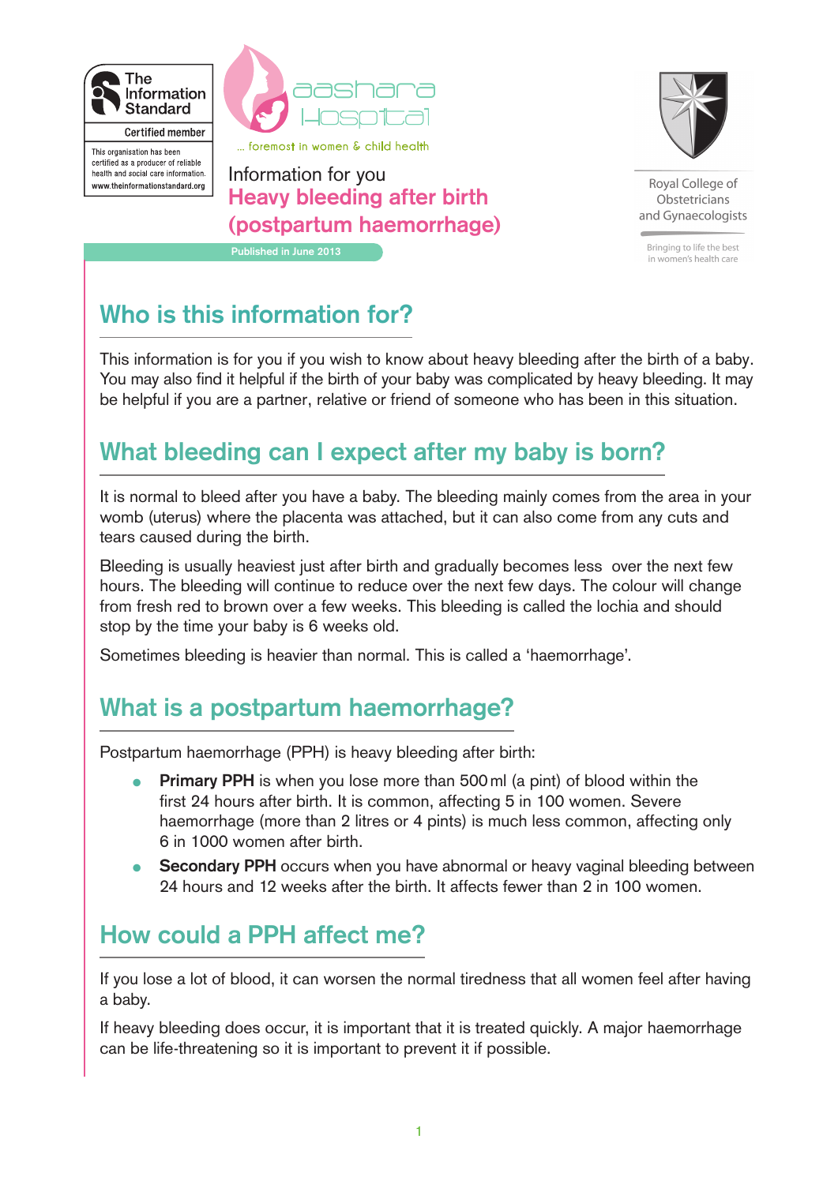The Information Standard

Certified member

This organisation has been certified as a producer of reliable health and social care information. www.theinformationstandard.org

aashara Hospital

... foremost in women & child health

Royal College of Obstetricians and Gynaecologists

Bringing to life the best in women's health care

Information for you

# Heavy bleeding after birth (postpartum haemorrhage)

Published in June 2013

## Who is this information for?

This information is for you if you wish to know about heavy bleeding after the birth of a baby. You may also find it helpful if the birth of your baby was complicated by heavy bleeding. It may be helpful if you are a partner, relative or friend of someone who has been in this situation.

## What bleeding can I expect after my baby is born?

It is normal to bleed after you have a baby. The bleeding mainly comes from the area in your womb (uterus) where the placenta was attached, but it can also come from any cuts and tears caused during the birth.

Bleeding is usually heaviest just after birth and gradually becomes less over the next few hours. The bleeding will continue to reduce over the next few days. The colour will change from fresh red to brown over a few weeks. This bleeding is called the lochia and should stop by the time your baby is 6 weeks old.

Sometimes bleeding is heavier than normal. This is called a 'haemorrhage'.

## What is a postpartum haemorrhage?

Postpartum haemorrhage (PPH) is heavy bleeding after birth:

- **Primary PPH** is when you lose more than 500 ml (a pint) of blood within the first 24 hours after birth. It is common, affecting 5 in 100 women. Severe haemorrhage (more than 2 litres or 4 pints) is much less common, affecting only 6 in 1000 women after birth.
- **Secondary PPH** occurs when you have abnormal or heavy vaginal bleeding between 24 hours and 12 weeks after the birth. It affects fewer than 2 in 100 women.

## How could a PPH affect me?

If you lose a lot of blood, it can worsen the normal tiredness that all women feel after having a baby.

If heavy bleeding does occur, it is important that it is treated quickly. A major haemorrhage can be life-threatening so it is important to prevent it if possible.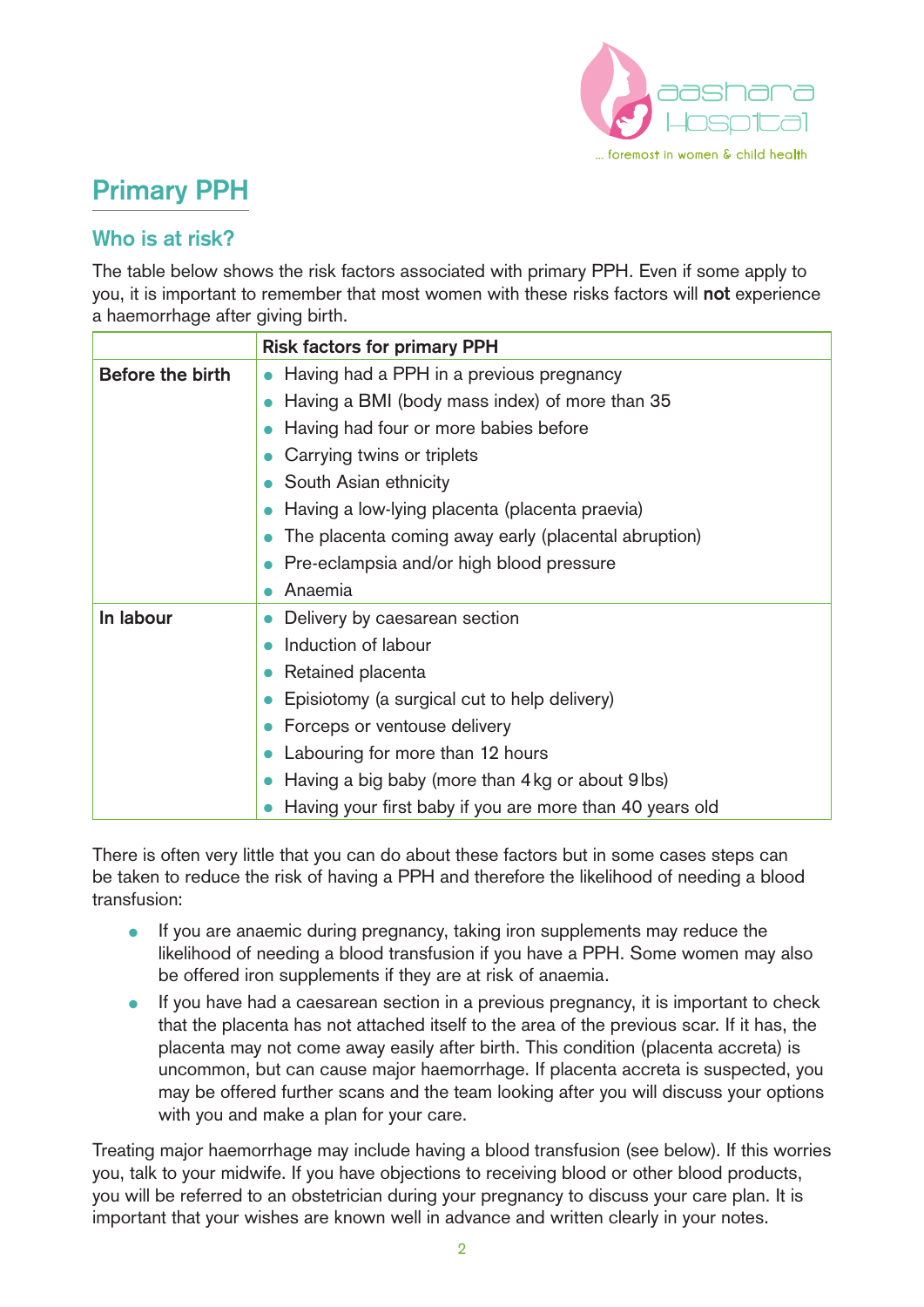## Primary PPH

### Who is at risk?

The table below shows the risk factors associated with primary PPH. Even if some apply to you, it is important to remember that most women with these risks factors will **not** experience a haemorrhage after giving birth.

| | Risk factors for primary PPH |
|---|---|
| **Before the birth** | • Having had a PPH in a previous pregnancy<br>• Having a BMI (body mass index) of more than 35<br>• Having had four or more babies before<br>• Carrying twins or triplets<br>• South Asian ethnicity<br>• Having a low-lying placenta (placenta praevia)<br>• The placenta coming away early (placental abruption)<br>• Pre-eclampsia and/or high blood pressure<br>• Anaemia |
| **In labour** | • Delivery by caesarean section<br>• Induction of labour<br>• Retained placenta<br>• Episiotomy (a surgical cut to help delivery)<br>• Forceps or ventouse delivery<br>• Labouring for more than 12 hours<br>• Having a big baby (more than 4 kg or about 9 lbs)<br>• Having your first baby if you are more than 40 years old |

There is often very little that you can do about these factors but in some cases steps can be taken to reduce the risk of having a PPH and therefore the likelihood of needing a blood transfusion:

- If you are anaemic during pregnancy, taking iron supplements may reduce the likelihood of needing a blood transfusion if you have a PPH. Some women may also be offered iron supplements if they are at risk of anaemia.
- If you have had a caesarean section in a previous pregnancy, it is important to check that the placenta has not attached itself to the area of the previous scar. If it has, the placenta may not come away easily after birth. This condition (placenta accreta) is uncommon, but can cause major haemorrhage. If placenta accreta is suspected, you may be offered further scans and the team looking after you will discuss your options with you and make a plan for your care.

Treating major haemorrhage may include having a blood transfusion (see below). If this worries you, talk to your midwife. If you have objections to receiving blood or other blood products, you will be referred to an obstetrician during your pregnancy to discuss your care plan. It is important that your wishes are known well in advance and written clearly in your notes.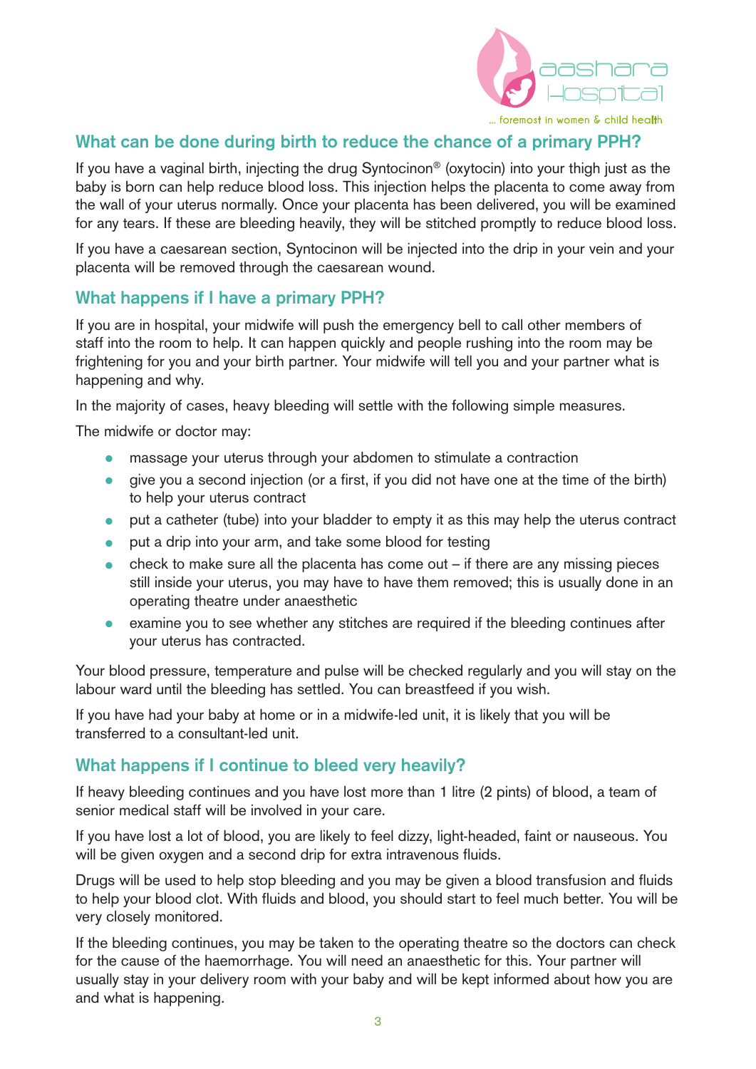## What can be done during birth to reduce the chance of a primary PPH?

If you have a vaginal birth, injecting the drug Syntocinon® (oxytocin) into your thigh just as the baby is born can help reduce blood loss. This injection helps the placenta to come away from the wall of your uterus normally. Once your placenta has been delivered, you will be examined for any tears. If these are bleeding heavily, they will be stitched promptly to reduce blood loss.

If you have a caesarean section, Syntocinon will be injected into the drip in your vein and your placenta will be removed through the caesarean wound.

## What happens if I have a primary PPH?

If you are in hospital, your midwife will push the emergency bell to call other members of staff into the room to help. It can happen quickly and people rushing into the room may be frightening for you and your birth partner. Your midwife will tell you and your partner what is happening and why.

In the majority of cases, heavy bleeding will settle with the following simple measures.

The midwife or doctor may:

- massage your uterus through your abdomen to stimulate a contraction
- give you a second injection (or a first, if you did not have one at the time of the birth) to help your uterus contract
- put a catheter (tube) into your bladder to empty it as this may help the uterus contract
- put a drip into your arm, and take some blood for testing
- check to make sure all the placenta has come out – if there are any missing pieces still inside your uterus, you may have to have them removed; this is usually done in an operating theatre under anaesthetic
- examine you to see whether any stitches are required if the bleeding continues after your uterus has contracted.

Your blood pressure, temperature and pulse will be checked regularly and you will stay on the labour ward until the bleeding has settled. You can breastfeed if you wish.

If you have had your baby at home or in a midwife-led unit, it is likely that you will be transferred to a consultant-led unit.

## What happens if I continue to bleed very heavily?

If heavy bleeding continues and you have lost more than 1 litre (2 pints) of blood, a team of senior medical staff will be involved in your care.

If you have lost a lot of blood, you are likely to feel dizzy, light-headed, faint or nauseous. You will be given oxygen and a second drip for extra intravenous fluids.

Drugs will be used to help stop bleeding and you may be given a blood transfusion and fluids to help your blood clot. With fluids and blood, you should start to feel much better. You will be very closely monitored.

If the bleeding continues, you may be taken to the operating theatre so the doctors can check for the cause of the haemorrhage. You will need an anaesthetic for this. Your partner will usually stay in your delivery room with your baby and will be kept informed about how you are and what is happening.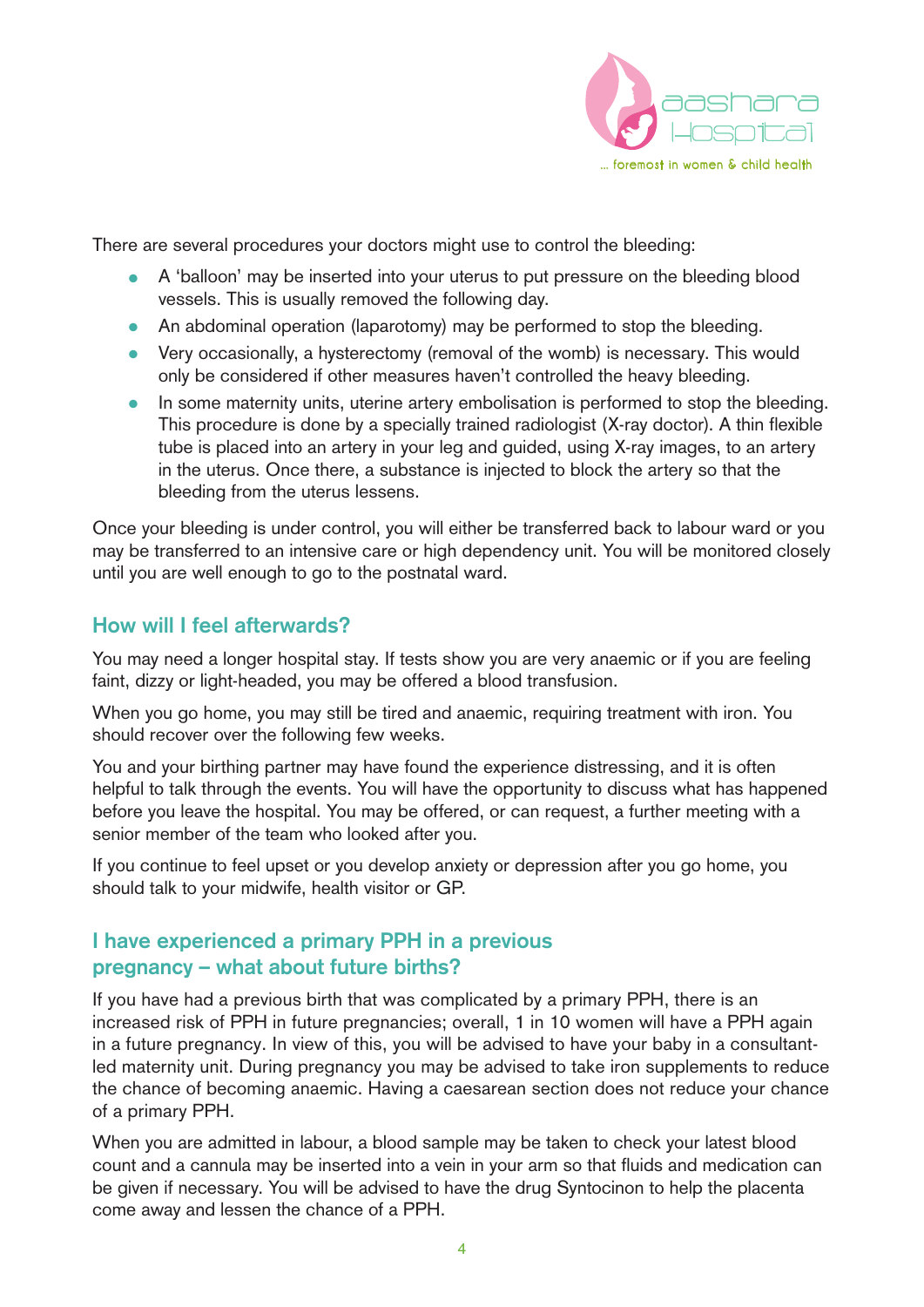There are several procedures your doctors might use to control the bleeding:

- A 'balloon' may be inserted into your uterus to put pressure on the bleeding blood vessels. This is usually removed the following day.
- An abdominal operation (laparotomy) may be performed to stop the bleeding.
- Very occasionally, a hysterectomy (removal of the womb) is necessary. This would only be considered if other measures haven't controlled the heavy bleeding.
- In some maternity units, uterine artery embolisation is performed to stop the bleeding. This procedure is done by a specially trained radiologist (X-ray doctor). A thin flexible tube is placed into an artery in your leg and guided, using X-ray images, to an artery in the uterus. Once there, a substance is injected to block the artery so that the bleeding from the uterus lessens.

Once your bleeding is under control, you will either be transferred back to labour ward or you may be transferred to an intensive care or high dependency unit. You will be monitored closely until you are well enough to go to the postnatal ward.

## How will I feel afterwards?

You may need a longer hospital stay. If tests show you are very anaemic or if you are feeling faint, dizzy or light-headed, you may be offered a blood transfusion.

When you go home, you may still be tired and anaemic, requiring treatment with iron. You should recover over the following few weeks.

You and your birthing partner may have found the experience distressing, and it is often helpful to talk through the events. You will have the opportunity to discuss what has happened before you leave the hospital. You may be offered, or can request, a further meeting with a senior member of the team who looked after you.

If you continue to feel upset or you develop anxiety or depression after you go home, you should talk to your midwife, health visitor or GP.

## I have experienced a primary PPH in a previous pregnancy – what about future births?

If you have had a previous birth that was complicated by a primary PPH, there is an increased risk of PPH in future pregnancies; overall, 1 in 10 women will have a PPH again in a future pregnancy. In view of this, you will be advised to have your baby in a consultant-led maternity unit. During pregnancy you may be advised to take iron supplements to reduce the chance of becoming anaemic. Having a caesarean section does not reduce your chance of a primary PPH.

When you are admitted in labour, a blood sample may be taken to check your latest blood count and a cannula may be inserted into a vein in your arm so that fluids and medication can be given if necessary. You will be advised to have the drug Syntocinon to help the placenta come away and lessen the chance of a PPH.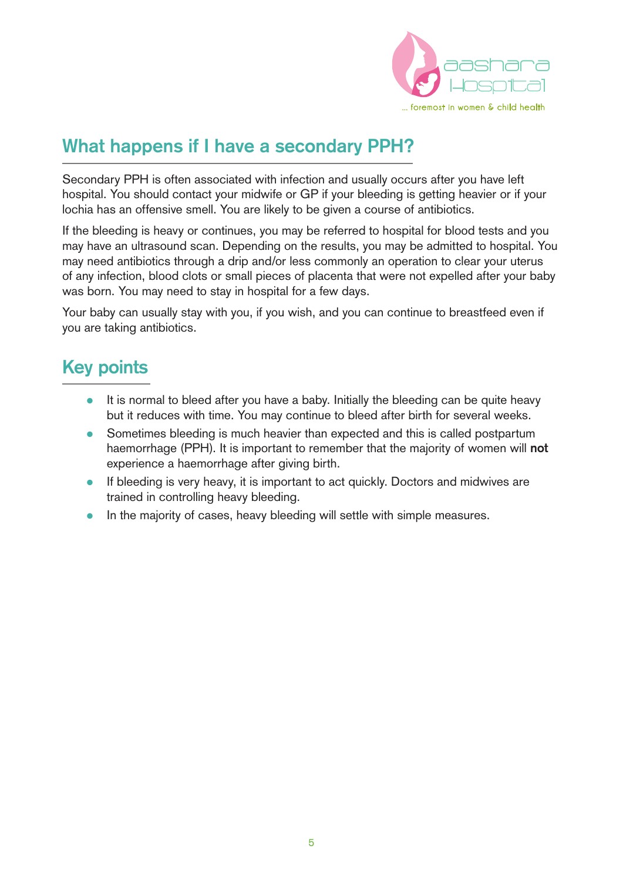## What happens if I have a secondary PPH?

Secondary PPH is often associated with infection and usually occurs after you have left hospital. You should contact your midwife or GP if your bleeding is getting heavier or if your lochia has an offensive smell. You are likely to be given a course of antibiotics.

If the bleeding is heavy or continues, you may be referred to hospital for blood tests and you may have an ultrasound scan. Depending on the results, you may be admitted to hospital. You may need antibiotics through a drip and/or less commonly an operation to clear your uterus of any infection, blood clots or small pieces of placenta that were not expelled after your baby was born. You may need to stay in hospital for a few days.

Your baby can usually stay with you, if you wish, and you can continue to breastfeed even if you are taking antibiotics.

## Key points

- It is normal to bleed after you have a baby. Initially the bleeding can be quite heavy but it reduces with time. You may continue to bleed after birth for several weeks.
- Sometimes bleeding is much heavier than expected and this is called postpartum haemorrhage (PPH). It is important to remember that the majority of women will **not** experience a haemorrhage after giving birth.
- If bleeding is very heavy, it is important to act quickly. Doctors and midwives are trained in controlling heavy bleeding.
- In the majority of cases, heavy bleeding will settle with simple measures.